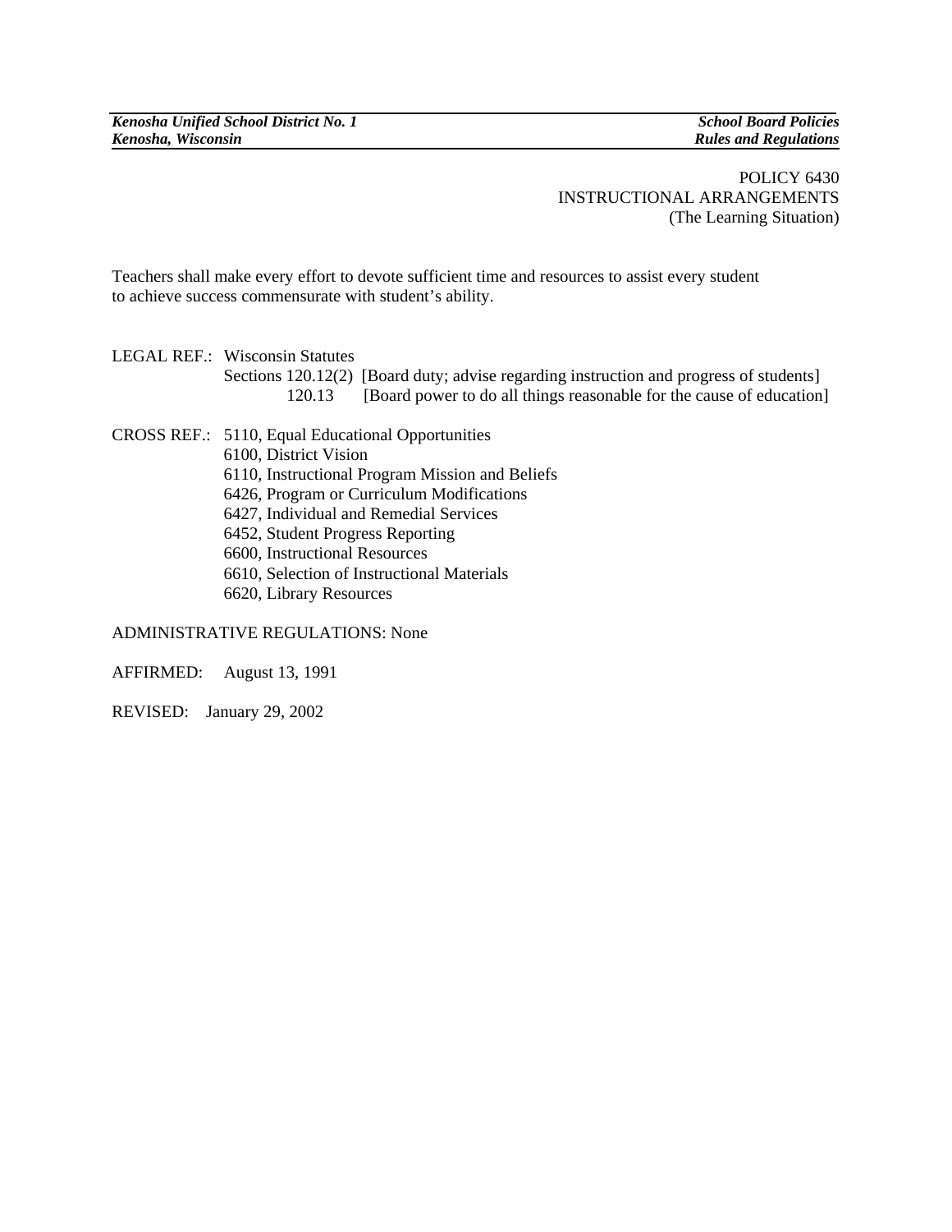*Kenosha Unified School District No. 1* — *School Board Policies*
*Kenosha, Wisconsin* — *Rules and Regulations*

POLICY 6430
INSTRUCTIONAL ARRANGEMENTS
(The Learning Situation)

Teachers shall make every effort to devote sufficient time and resources to assist every student to achieve success commensurate with student's ability.

LEGAL REF.: Wisconsin Statutes
Sections 120.12(2) [Board duty; advise regarding instruction and progress of students]
120.13 [Board power to do all things reasonable for the cause of education]

CROSS REF.: 5110, Equal Educational Opportunities
6100, District Vision
6110, Instructional Program Mission and Beliefs
6426, Program or Curriculum Modifications
6427, Individual and Remedial Services
6452, Student Progress Reporting
6600, Instructional Resources
6610, Selection of Instructional Materials
6620, Library Resources

ADMINISTRATIVE REGULATIONS: None

AFFIRMED: August 13, 1991

REVISED: January 29, 2002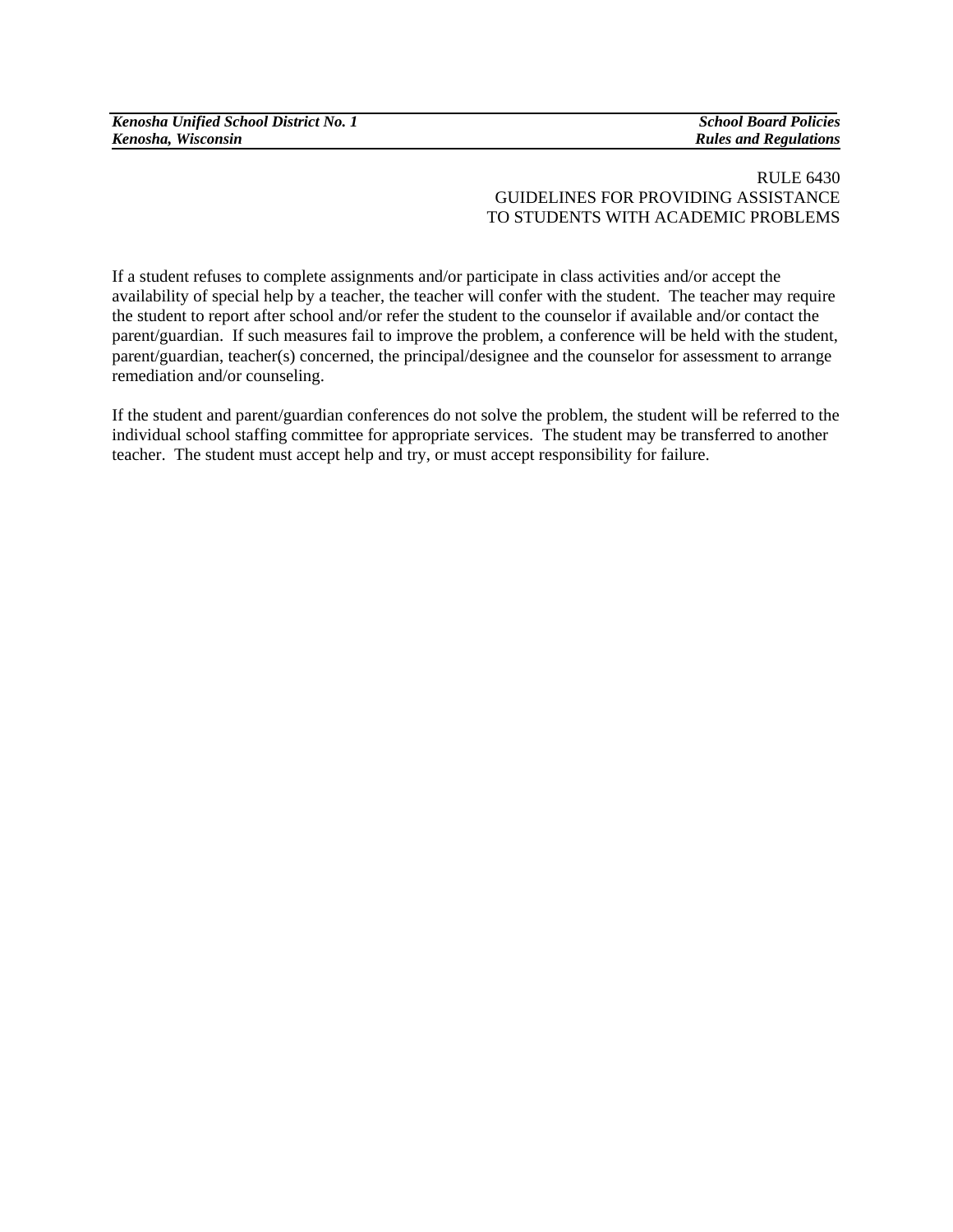RULE 6430
GUIDELINES FOR PROVIDING ASSISTANCE
TO STUDENTS WITH ACADEMIC PROBLEMS

If a student refuses to complete assignments and/or participate in class activities and/or accept the availability of special help by a teacher, the teacher will confer with the student. The teacher may require the student to report after school and/or refer the student to the counselor if available and/or contact the parent/guardian. If such measures fail to improve the problem, a conference will be held with the student, parent/guardian, teacher(s) concerned, the principal/designee and the counselor for assessment to arrange remediation and/or counseling.

If the student and parent/guardian conferences do not solve the problem, the student will be referred to the individual school staffing committee for appropriate services. The student may be transferred to another teacher. The student must accept help and try, or must accept responsibility for failure.